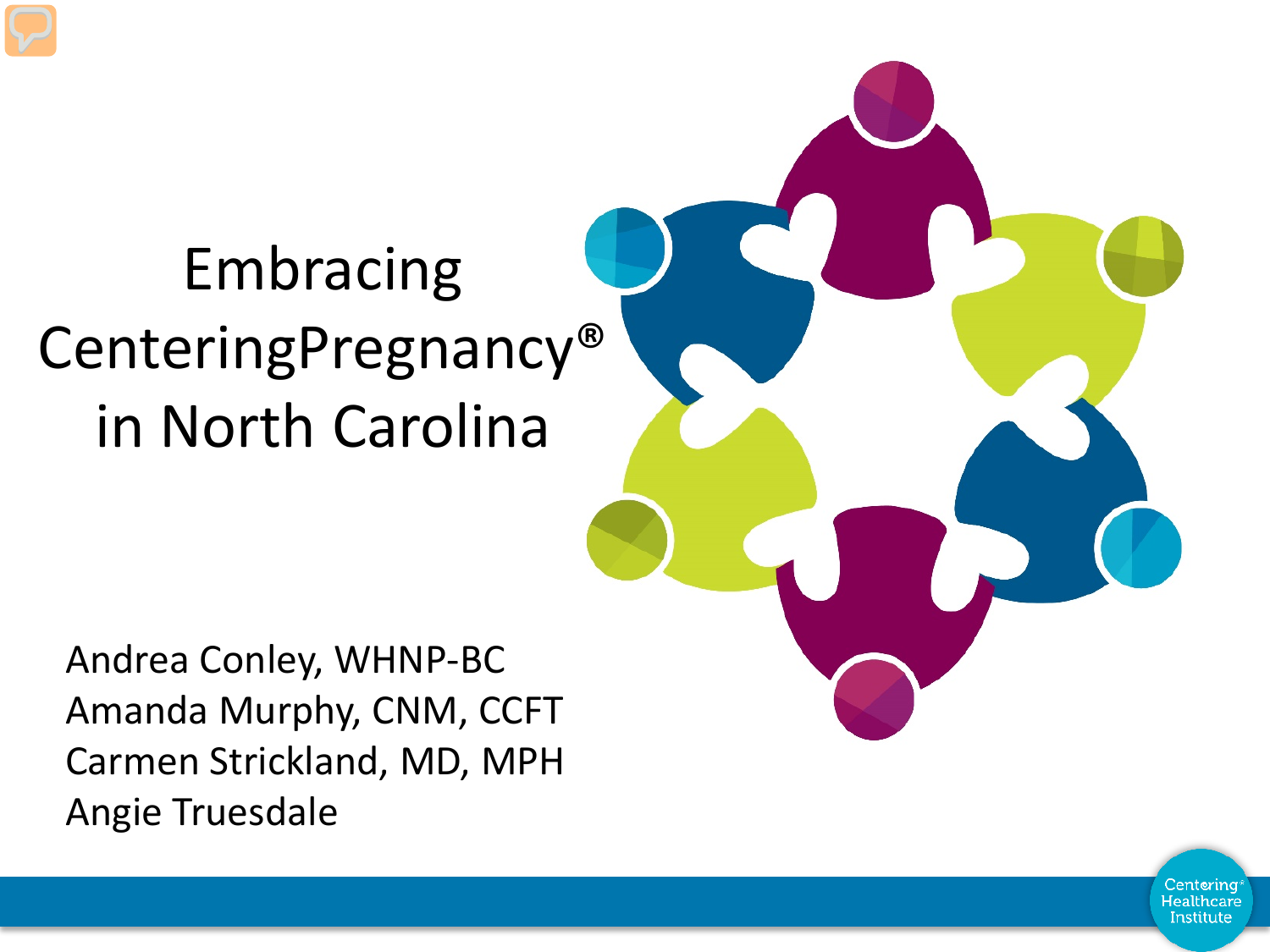# Embracing CenteringPregnancy® in North Carolina

Andrea Conley, WHNP-BC
Amanda Murphy, CNM, CCFT
Carmen Strickland, MD, MPH
Angie Truesdale

Centering® Healthcare Institute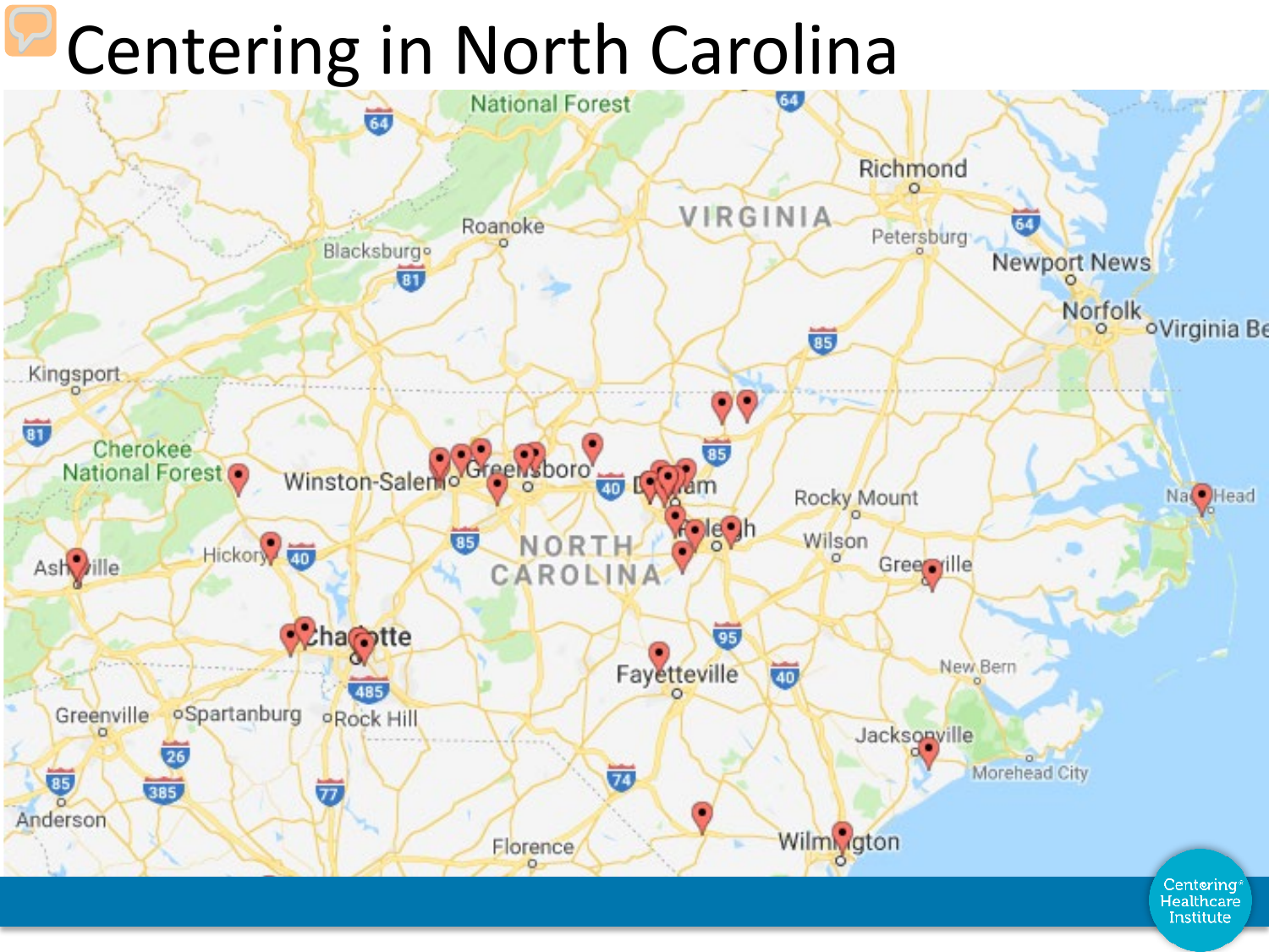# Centering in North Carolina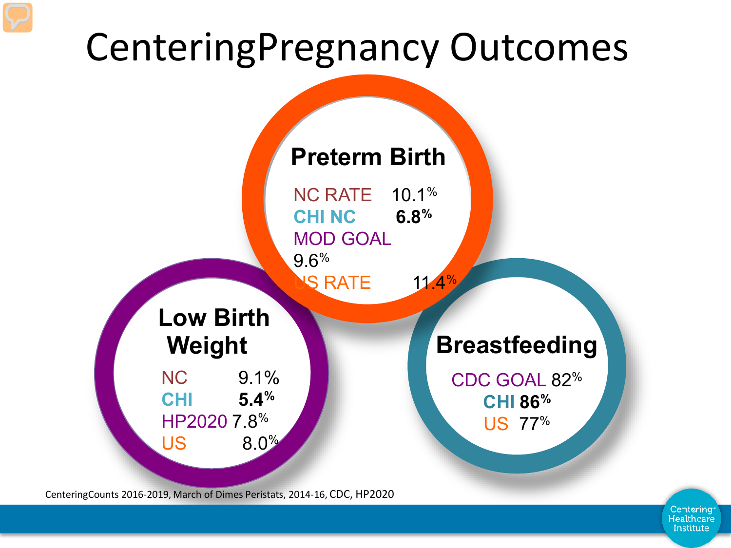# CenteringPregnancy Outcomes

## Preterm Birth

| | |
|---|---|
| NC RATE | 10.1% |
| CHI NC | **6.8%** |
| MOD GOAL | 9.6% |
| US RATE | 11.4% |

## Low Birth Weight

| | |
|---|---|
| NC | 9.1% |
| CHI | **5.4%** |
| HP2020 | 7.8% |
| US | 8.0% |

## Breastfeeding

| | |
|---|---|
| CDC GOAL | 82% |
| CHI | **86%** |
| US | 77% |

CenteringCounts 2016-2019, March of Dimes Peristats, 2014-16, CDC, HP2020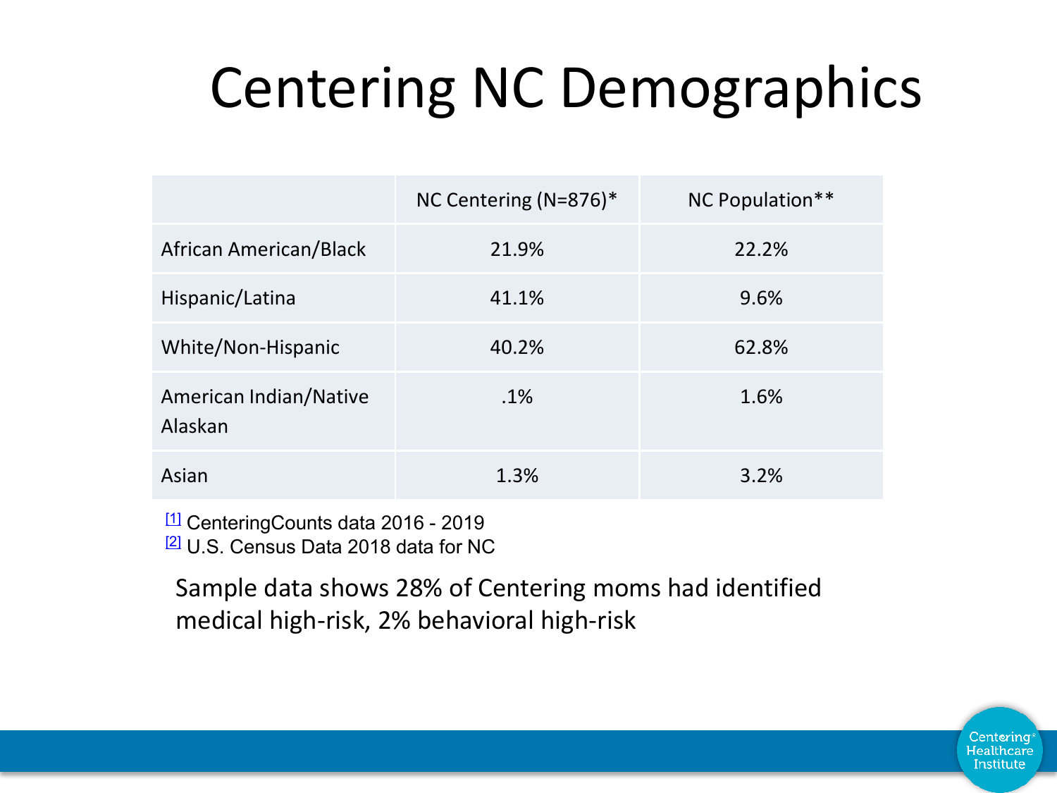# Centering NC Demographics

| | NC Centering (N=876)* | NC Population** |
|---|---|---|
| African American/Black | 21.9% | 22.2% |
| Hispanic/Latina | 41.1% | 9.6% |
| White/Non-Hispanic | 40.2% | 62.8% |
| American Indian/Native Alaskan | .1% | 1.6% |
| Asian | 1.3% | 3.2% |

[1] CenteringCounts data 2016 - 2019
[2] U.S. Census Data 2018 data for NC

Sample data shows 28% of Centering moms had identified medical high-risk, 2% behavioral high-risk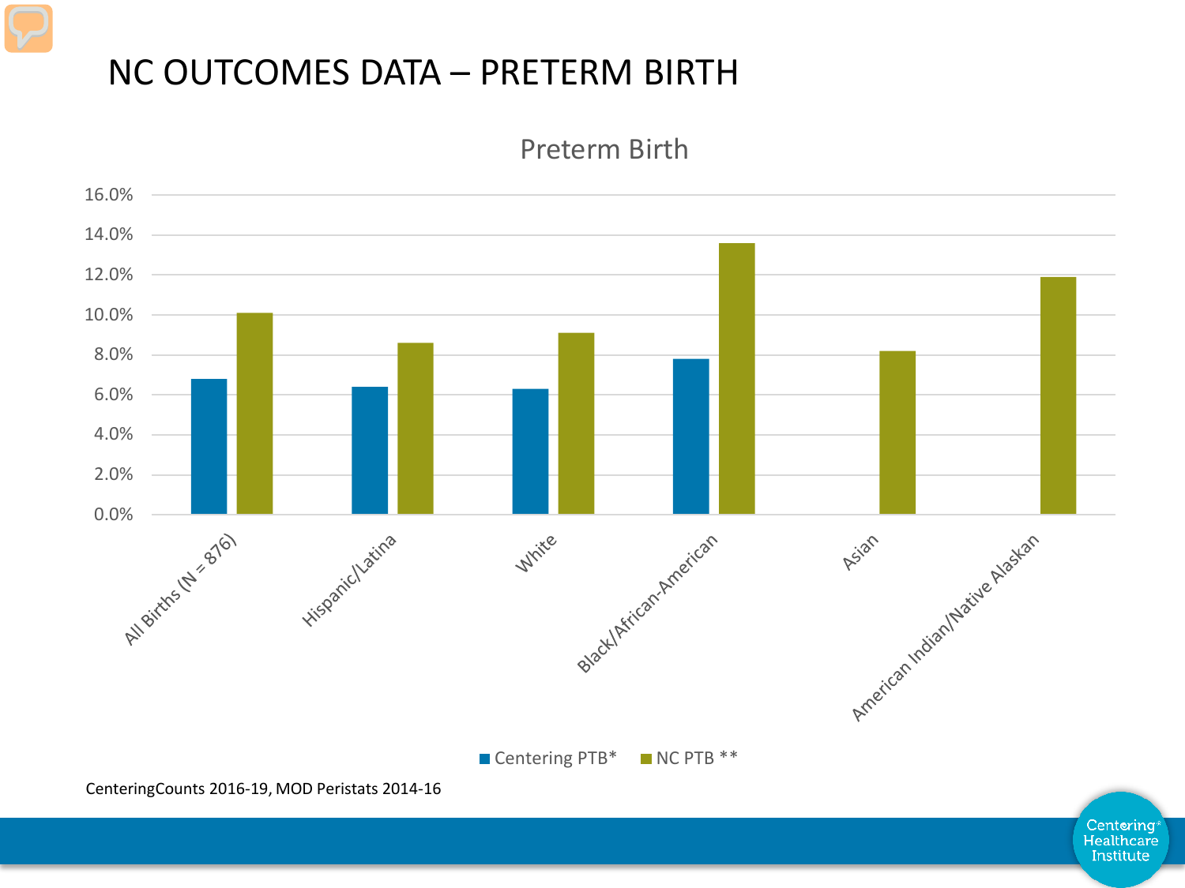# NC OUTCOMES DATA – PRETERM BIRTH

Preterm Birth

| | Centering PTB* | NC PTB ** |
|---|---|---|
| All Births (N = 876) | 6.8% | 10.1% |
| Hispanic/Latina | 6.4% | 8.6% |
| White | 6.3% | 9.1% |
| Black/African-American | 7.8% | 13.6% |
| Asian | | 8.2% |
| American Indian/Native Alaskan | | 11.9% |

CenteringCounts 2016-19, MOD Peristats 2014-16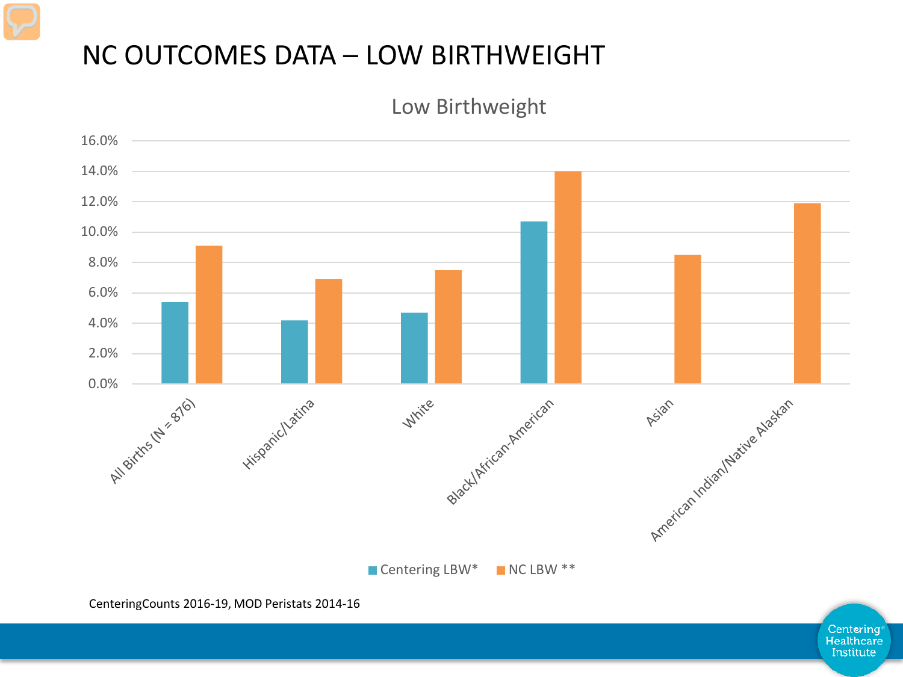# NC OUTCOMES DATA – LOW BIRTHWEIGHT

Low Birthweight

| | Centering LBW* | NC LBW ** |
|---|---|---|
| All Births (N = 876) | 5.4% | 9.1% |
| Hispanic/Latina | 4.2% | 6.9% |
| White | 4.7% | 7.5% |
| Black/African-American | 10.7% | 14.0% |
| Asian | | 8.5% |
| American Indian/Native Alaskan | | 11.9% |

CenteringCounts 2016-19, MOD Peristats 2014-16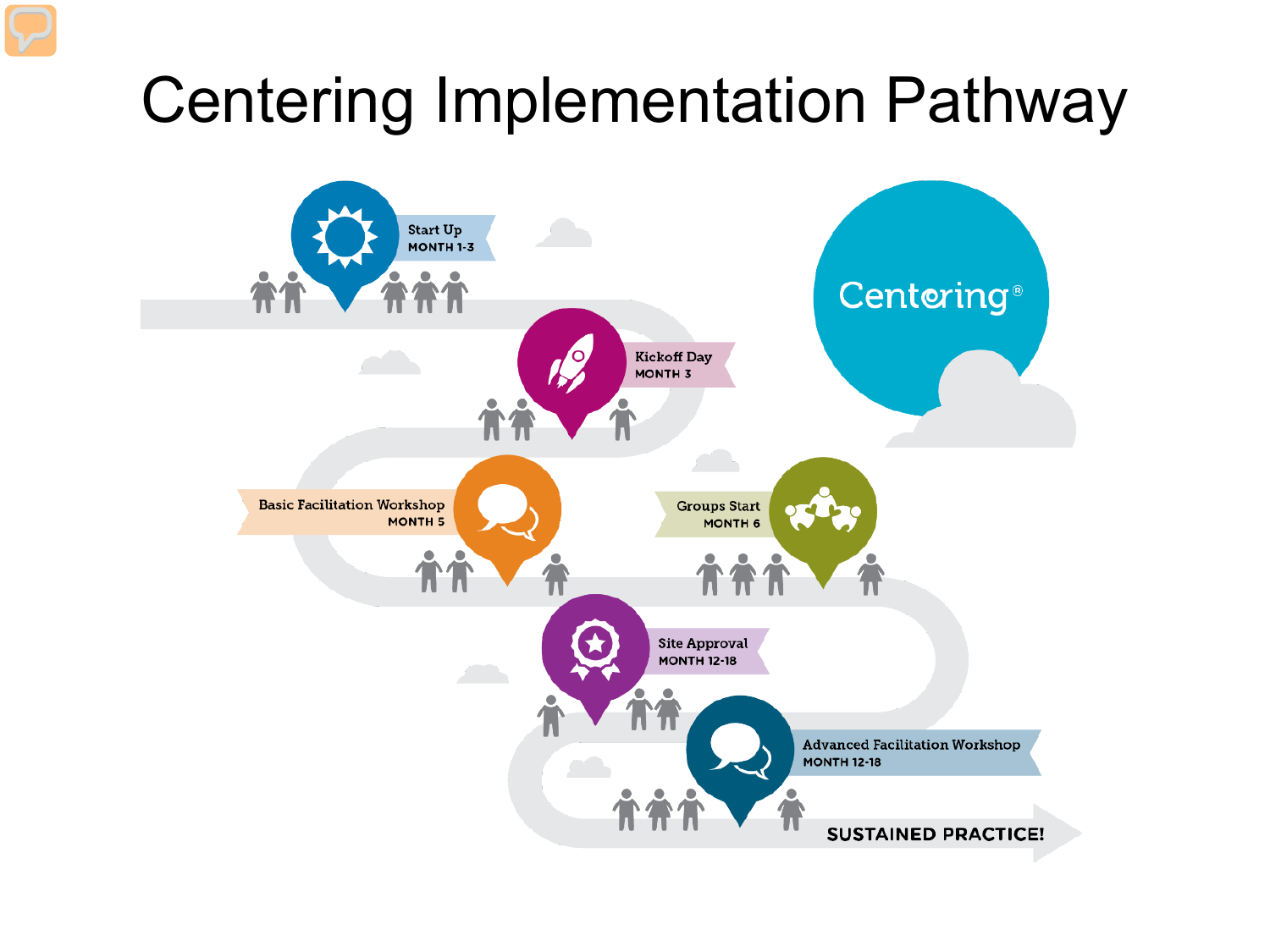# Centering Implementation Pathway

Centering®

- Start Up – MONTH 1-3
- Kickoff Day – MONTH 3
- Basic Facilitation Workshop – MONTH 5
- Groups Start – MONTH 6
- Site Approval – MONTH 12-18
- Advanced Facilitation Workshop – MONTH 12-18

SUSTAINED PRACTICE!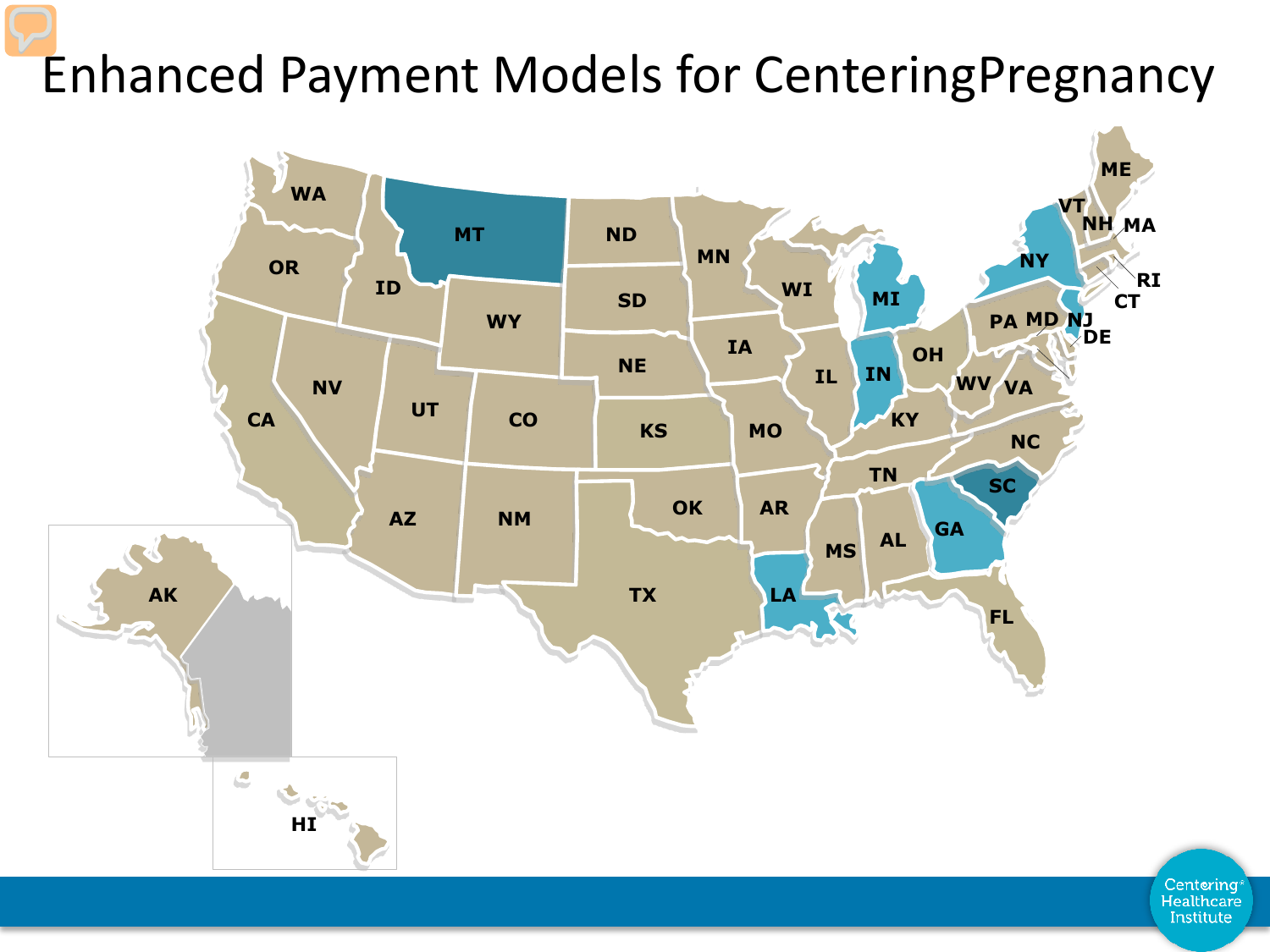# Enhanced Payment Models for CenteringPregnancy

WA
OR
CA
ID
NV
MT
WY
UT
AZ
CO
NM
ND
SD
NE
KS
OK
TX
MN
IA
MO
AR
LA
WI
IL
MI
IN
KY
TN
MS
AL
OH
WV
VA
NC
SC
GA
FL
PA
NY
VT
NH
ME
MA
RI
CT
NJ
DE
MD
AK
HI

Centering Healthcare Institute